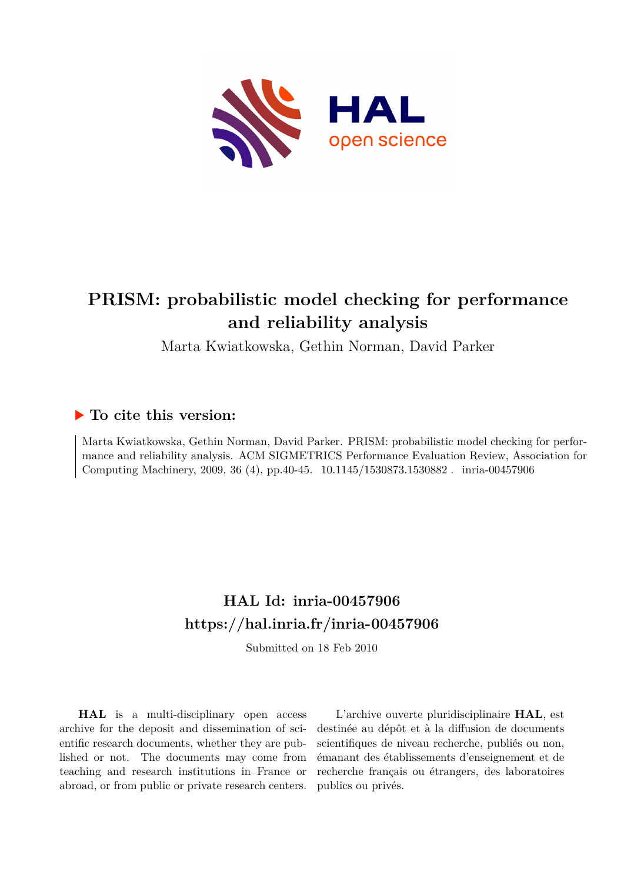# PRISM: probabilistic model checking for performance and reliability analysis

Marta Kwiatkowska, Gethin Norman, David Parker

## To cite this version:

Marta Kwiatkowska, Gethin Norman, David Parker. PRISM: probabilistic model checking for performance and reliability analysis. ACM SIGMETRICS Performance Evaluation Review, Association for Computing Machinery, 2009, 36 (4), pp.40-45. 10.1145/1530873.1530882 . inria-00457906

## HAL Id: inria-00457906
## https://hal.inria.fr/inria-00457906

Submitted on 18 Feb 2010

**HAL** is a multi-disciplinary open access archive for the deposit and dissemination of scientific research documents, whether they are published or not. The documents may come from teaching and research institutions in France or abroad, or from public or private research centers.

L'archive ouverte pluridisciplinaire **HAL**, est destinée au dépôt et à la diffusion de documents scientifiques de niveau recherche, publiés ou non, émanant des établissements d'enseignement et de recherche français ou étrangers, des laboratoires publics ou privés.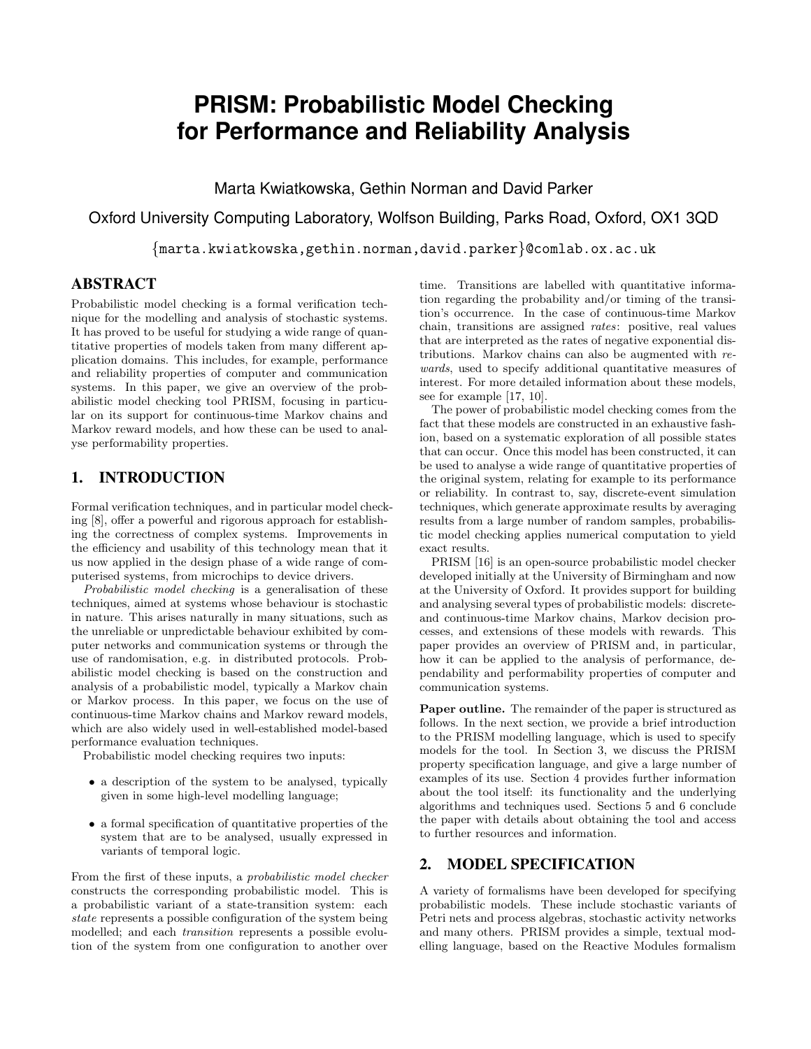# PRISM: Probabilistic Model Checking for Performance and Reliability Analysis

Marta Kwiatkowska, Gethin Norman and David Parker

Oxford University Computing Laboratory, Wolfson Building, Parks Road, Oxford, OX1 3QD

{marta.kwiatkowska,gethin.norman,david.parker}@comlab.ox.ac.uk

## ABSTRACT

Probabilistic model checking is a formal verification technique for the modelling and analysis of stochastic systems. It has proved to be useful for studying a wide range of quantitative properties of models taken from many different application domains. This includes, for example, performance and reliability properties of computer and communication systems. In this paper, we give an overview of the probabilistic model checking tool PRISM, focusing in particular on its support for continuous-time Markov chains and Markov reward models, and how these can be used to analyse performability properties.

## 1. INTRODUCTION

Formal verification techniques, and in particular model checking [8], offer a powerful and rigorous approach for establishing the correctness of complex systems. Improvements in the efficiency and usability of this technology mean that it us now applied in the design phase of a wide range of computerised systems, from microchips to device drivers.

*Probabilistic model checking* is a generalisation of these techniques, aimed at systems whose behaviour is stochastic in nature. This arises naturally in many situations, such as the unreliable or unpredictable behaviour exhibited by computer networks and communication systems or through the use of randomisation, e.g. in distributed protocols. Probabilistic model checking is based on the construction and analysis of a probabilistic model, typically a Markov chain or Markov process. In this paper, we focus on the use of continuous-time Markov chains and Markov reward models, which are also widely used in well-established model-based performance evaluation techniques.

Probabilistic model checking requires two inputs:

- a description of the system to be analysed, typically given in some high-level modelling language;
- a formal specification of quantitative properties of the system that are to be analysed, usually expressed in variants of temporal logic.

From the first of these inputs, a *probabilistic model checker* constructs the corresponding probabilistic model. This is a probabilistic variant of a state-transition system: each *state* represents a possible configuration of the system being modelled; and each *transition* represents a possible evolution of the system from one configuration to another over time. Transitions are labelled with quantitative information regarding the probability and/or timing of the transition's occurrence. In the case of continuous-time Markov chain, transitions are assigned *rates*: positive, real values that are interpreted as the rates of negative exponential distributions. Markov chains can also be augmented with *rewards*, used to specify additional quantitative measures of interest. For more detailed information about these models, see for example [17, 10].

The power of probabilistic model checking comes from the fact that these models are constructed in an exhaustive fashion, based on a systematic exploration of all possible states that can occur. Once this model has been constructed, it can be used to analyse a wide range of quantitative properties of the original system, relating for example to its performance or reliability. In contrast to, say, discrete-event simulation techniques, which generate approximate results by averaging results from a large number of random samples, probabilistic model checking applies numerical computation to yield exact results.

PRISM [16] is an open-source probabilistic model checker developed initially at the University of Birmingham and now at the University of Oxford. It provides support for building and analysing several types of probabilistic models: discrete- and continuous-time Markov chains, Markov decision processes, and extensions of these models with rewards. This paper provides an overview of PRISM and, in particular, how it can be applied to the analysis of performance, dependability and performability properties of computer and communication systems.

**Paper outline.** The remainder of the paper is structured as follows. In the next section, we provide a brief introduction to the PRISM modelling language, which is used to specify models for the tool. In Section 3, we discuss the PRISM property specification language, and give a large number of examples of its use. Section 4 provides further information about the tool itself: its functionality and the underlying algorithms and techniques used. Sections 5 and 6 conclude the paper with details about obtaining the tool and access to further resources and information.

## 2. MODEL SPECIFICATION

A variety of formalisms have been developed for specifying probabilistic models. These include stochastic variants of Petri nets and process algebras, stochastic activity networks and many others. PRISM provides a simple, textual modelling language, based on the Reactive Modules formalism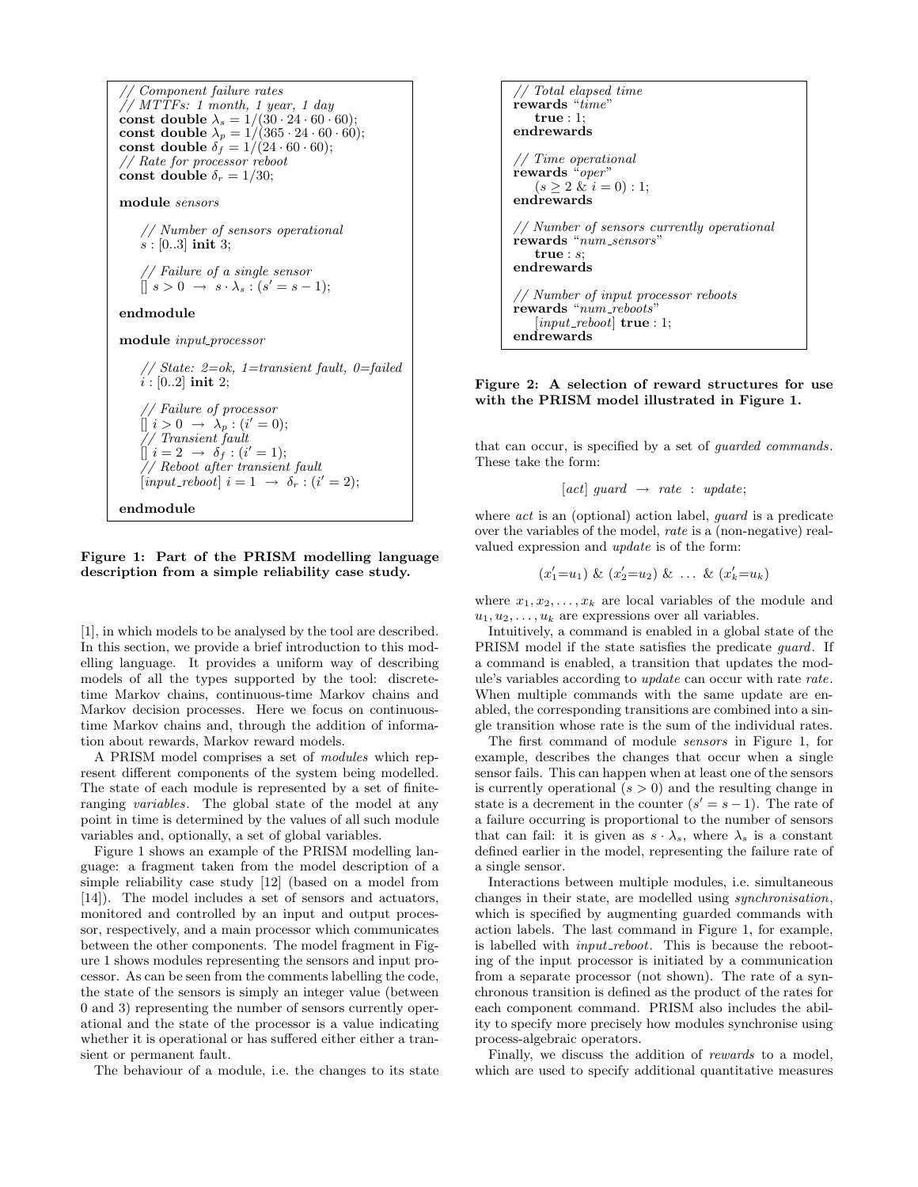```
// Component failure rates
// MTTFs: 1 month, 1 year, 1 day
const double λ_s = 1/(30 · 24 · 60 · 60);
const double λ_p = 1/(365 · 24 · 60 · 60);
const double δ_f = 1/(24 · 60 · 60);
// Rate for processor reboot
const double δ_r = 1/30;

module sensors

    // Number of sensors operational
    s : [0..3] init 3;

    // Failure of a single sensor
    [] s > 0 → s · λ_s : (s' = s − 1);

endmodule

module input_processor

    // State: 2=ok, 1=transient fault, 0=failed
    i : [0..2] init 2;

    // Failure of processor
    [] i > 0 → λ_p : (i' = 0);
    // Transient fault
    [] i = 2 → δ_f : (i' = 1);
    // Reboot after transient fault
    [input_reboot] i = 1 → δ_r : (i' = 2);

endmodule
```

**Figure 1: Part of the PRISM modelling language description from a simple reliability case study.**

```
// Total elapsed time
rewards "time"
    true : 1;
endrewards

// Time operational
rewards "oper"
    (s ≥ 2 & i = 0) : 1;
endrewards

// Number of sensors currently operational
rewards "num_sensors"
    true : s;
endrewards

// Number of input processor reboots
rewards "num_reboots"
    [input_reboot] true : 1;
endrewards
```

**Figure 2: A selection of reward structures for use with the PRISM model illustrated in Figure 1.**

[1], in which models to be analysed by the tool are described. In this section, we provide a brief introduction to this modelling language. It provides a uniform way of describing models of all the types supported by the tool: discrete-time Markov chains, continuous-time Markov chains and Markov decision processes. Here we focus on continuous-time Markov chains and, through the addition of information about rewards, Markov reward models.

A PRISM model comprises a set of *modules* which represent different components of the system being modelled. The state of each module is represented by a set of finite-ranging *variables*. The global state of the model at any point in time is determined by the values of all such module variables and, optionally, a set of global variables.

Figure 1 shows an example of the PRISM modelling language: a fragment taken from the model description of a simple reliability case study [12] (based on a model from [14]). The model includes a set of sensors and actuators, monitored and controlled by an input and output processor, respectively, and a main processor which communicates between the other components. The model fragment in Figure 1 shows modules representing the sensors and input processor. As can be seen from the comments labelling the code, the state of the sensors is simply an integer value (between 0 and 3) representing the number of sensors currently operational and the state of the processor is a value indicating whether it is operational or has suffered either either a transient or permanent fault.

The behaviour of a module, i.e. the changes to its state that can occur, is specified by a set of *guarded commands*. These take the form:

$$[act]\ guard\ \rightarrow\ rate\ :\ update;$$

where *act* is an (optional) action label, *guard* is a predicate over the variables of the model, *rate* is a (non-negative) real-valued expression and *update* is of the form:

$$(x_1'{=}u_1)\ \&\ (x_2'{=}u_2)\ \&\ \ldots\ \&\ (x_k'{=}u_k)$$

where $x_1, x_2, \ldots, x_k$ are local variables of the module and $u_1, u_2, \ldots, u_k$ are expressions over all variables.

Intuitively, a command is enabled in a global state of the PRISM model if the state satisfies the predicate *guard*. If a command is enabled, a transition that updates the module's variables according to *update* can occur with rate *rate*. When multiple commands with the same update are enabled, the corresponding transitions are combined into a single transition whose rate is the sum of the individual rates.

The first command of module *sensors* in Figure 1, for example, describes the changes that occur when a single sensor fails. This can happen when at least one of the sensors is currently operational ($s > 0$) and the resulting change in state is a decrement in the counter ($s' = s - 1$). The rate of a failure occurring is proportional to the number of sensors that can fail: it is given as $s \cdot \lambda_s$, where $\lambda_s$ is a constant defined earlier in the model, representing the failure rate of a single sensor.

Interactions between multiple modules, i.e. simultaneous changes in their state, are modelled using *synchronisation*, which is specified by augmenting guarded commands with action labels. The last command in Figure 1, for example, is labelled with *input_reboot*. This is because the rebooting of the input processor is initiated by a communication from a separate processor (not shown). The rate of a synchronous transition is defined as the product of the rates for each component command. PRISM also includes the ability to specify more precisely how modules synchronise using process-algebraic operators.

Finally, we discuss the addition of *rewards* to a model, which are used to specify additional quantitative measures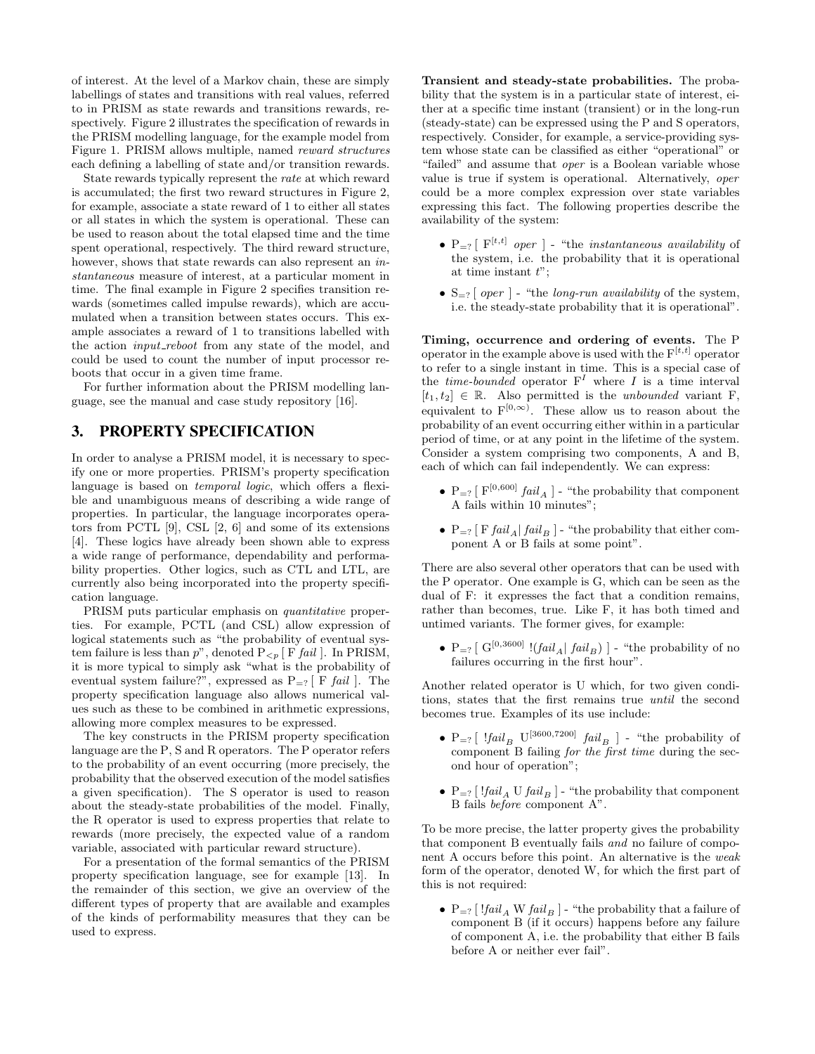of interest. At the level of a Markov chain, these are simply labellings of states and transitions with real values, referred to in PRISM as state rewards and transitions rewards, respectively. Figure 2 illustrates the specification of rewards in the PRISM modelling language, for the example model from Figure 1. PRISM allows multiple, named *reward structures* each defining a labelling of state and/or transition rewards.

State rewards typically represent the *rate* at which reward is accumulated; the first two reward structures in Figure 2, for example, associate a state reward of 1 to either all states or all states in which the system is operational. These can be used to reason about the total elapsed time and the time spent operational, respectively. The third reward structure, however, shows that state rewards can also represent an *instantaneous* measure of interest, at a particular moment in time. The final example in Figure 2 specifies transition rewards (sometimes called impulse rewards), which are accumulated when a transition between states occurs. This example associates a reward of 1 to transitions labelled with the action *input_reboot* from any state of the model, and could be used to count the number of input processor reboots that occur in a given time frame.

For further information about the PRISM modelling language, see the manual and case study repository [16].

## 3. PROPERTY SPECIFICATION

In order to analyse a PRISM model, it is necessary to specify one or more properties. PRISM's property specification language is based on *temporal logic*, which offers a flexible and unambiguous means of describing a wide range of properties. In particular, the language incorporates operators from PCTL [9], CSL [2, 6] and some of its extensions [4]. These logics have already been shown able to express a wide range of performance, dependability and performability properties. Other logics, such as CTL and LTL, are currently also being incorporated into the property specification language.

PRISM puts particular emphasis on *quantitative* properties. For example, PCTL (and CSL) allow expression of logical statements such as "the probability of eventual system failure is less than $p$", denoted $\mathrm{P}_{<p}$ [ F *fail* ]. In PRISM, it is more typical to simply ask "what is the probability of eventual system failure?", expressed as $\mathrm{P}_{=?}$ [ F *fail* ]. The property specification language also allows numerical values such as these to be combined in arithmetic expressions, allowing more complex measures to be expressed.

The key constructs in the PRISM property specification language are the P, S and R operators. The P operator refers to the probability of an event occurring (more precisely, the probability that the observed execution of the model satisfies a given specification). The S operator is used to reason about the steady-state probabilities of the model. Finally, the R operator is used to express properties that relate to rewards (more precisely, the expected value of a random variable, associated with particular reward structure).

For a presentation of the formal semantics of the PRISM property specification language, see for example [13]. In the remainder of this section, we give an overview of the different types of property that are available and examples of the kinds of performability measures that they can be used to express.

**Transient and steady-state probabilities.** The probability that the system is in a particular state of interest, either at a specific time instant (transient) or in the long-run (steady-state) can be expressed using the P and S operators, respectively. Consider, for example, a service-providing system whose state can be classified as either "operational" or "failed" and assume that *oper* is a Boolean variable whose value is true if system is operational. Alternatively, *oper* could be a more complex expression over state variables expressing this fact. The following properties describe the availability of the system:

- $\mathrm{P}_{=?}$ [ $\mathrm{F}^{[t,t]}$ *oper* ] - "the *instantaneous availability* of the system, i.e. the probability that it is operational at time instant $t$";
- $\mathrm{S}_{=?}$ [ *oper* ] - "the *long-run availability* of the system, i.e. the steady-state probability that it is operational".

**Timing, occurrence and ordering of events.** The P operator in the example above is used with the $\mathrm{F}^{[t,t]}$ operator to refer to a single instant in time. This is a special case of the *time-bounded* operator $\mathrm{F}^{I}$ where $I$ is a time interval $[t_1, t_2] \in \mathbb{R}$. Also permitted is the *unbounded* variant F, equivalent to $\mathrm{F}^{[0,\infty)}$. These allow us to reason about the probability of an event occurring either within in a particular period of time, or at any point in the lifetime of the system. Consider a system comprising two components, A and B, each of which can fail independently. We can express:

- $\mathrm{P}_{=?}$ [ $\mathrm{F}^{[0,600]}$ $fail_A$ ] - "the probability that component A fails within 10 minutes";
- $\mathrm{P}_{=?}$ [ F $fail_A$| $fail_B$ ] - "the probability that either component A or B fails at some point".

There are also several other operators that can be used with the P operator. One example is G, which can be seen as the dual of F: it expresses the fact that a condition remains, rather than becomes, true. Like F, it has both timed and untimed variants. The former gives, for example:

- $\mathrm{P}_{=?}$ [ $\mathrm{G}^{[0,3600]}$ !($fail_A$| $fail_B$) ] - "the probability of no failures occurring in the first hour".

Another related operator is U which, for two given conditions, states that the first remains true *until* the second becomes true. Examples of its use include:

- $\mathrm{P}_{=?}$ [ !$fail_B$ $\mathrm{U}^{[3600,7200]}$ $fail_B$ ] - "the probability of component B failing *for the first time* during the second hour of operation";
- $\mathrm{P}_{=?}$ [ !$fail_A$ U $fail_B$ ] - "the probability that component B fails *before* component A".

To be more precise, the latter property gives the probability that component B eventually fails *and* no failure of component A occurs before this point. An alternative is the *weak* form of the operator, denoted W, for which the first part of this is not required:

- $\mathrm{P}_{=?}$ [ !$fail_A$ W $fail_B$ ] - "the probability that a failure of component B (if it occurs) happens before any failure of component A, i.e. the probability that either B fails before A or neither ever fail".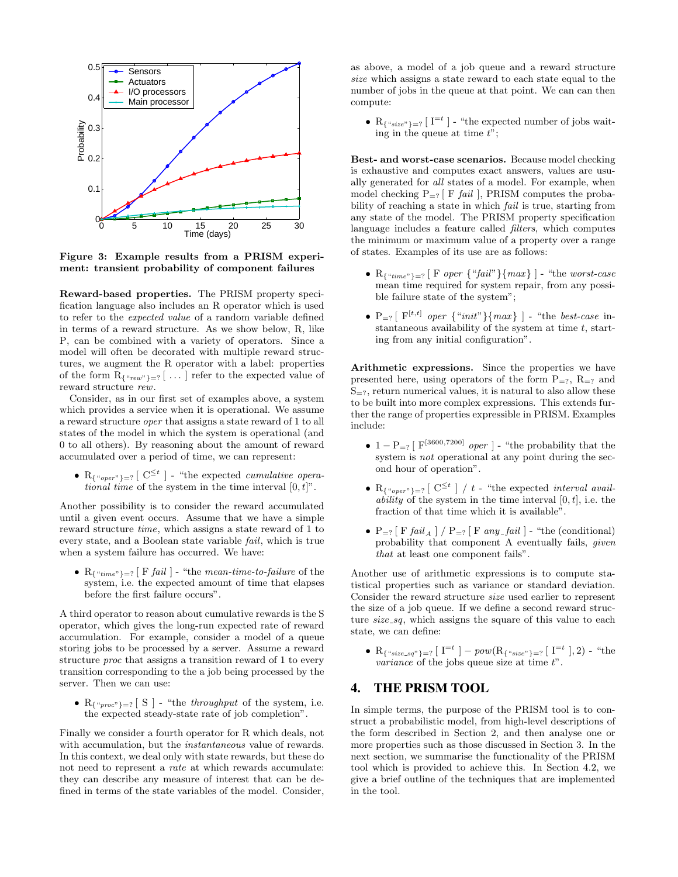**Figure 3: Example results from a PRISM experiment: transient probability of component failures**

**Reward-based properties.** The PRISM property specification language also includes an R operator which is used to refer to the *expected value* of a random variable defined in terms of a reward structure. As we show below, R, like P, can be combined with a variety of operators. Since a model will often be decorated with multiple reward structures, we augment the R operator with a label: properties of the form $\mathrm{R}_{\{\text{"}rew\text{"}\}=?}$ [ ... ] refer to the expected value of reward structure *rew*.

Consider, as in our first set of examples above, a system which provides a service when it is operational. We assume a reward structure *oper* that assigns a state reward of 1 to all states of the model in which the system is operational (and 0 to all others). By reasoning about the amount of reward accumulated over a period of time, we can represent:

- $\mathrm{R}_{\{\text{"}oper\text{"}\}=?}$ [ $\mathrm{C}^{\leq t}$ ] - "the expected *cumulative operational time* of the system in the time interval $[0, t]$".

Another possibility is to consider the reward accumulated until a given event occurs. Assume that we have a simple reward structure *time*, which assigns a state reward of 1 to every state, and a Boolean state variable *fail*, which is true when a system failure has occurred. We have:

- $\mathrm{R}_{\{\text{"}time\text{"}\}=?}$ [ F *fail* ] - "the *mean-time-to-failure* of the system, i.e. the expected amount of time that elapses before the first failure occurs".

A third operator to reason about cumulative rewards is the S operator, which gives the long-run expected rate of reward accumulation. For example, consider a model of a queue storing jobs to be processed by a server. Assume a reward structure *proc* that assigns a transition reward of 1 to every transition corresponding to the a job being processed by the server. Then we can use:

- $\mathrm{R}_{\{\text{"}proc\text{"}\}=?}$ [ S ] - "the *throughput* of the system, i.e. the expected steady-state rate of job completion".

Finally we consider a fourth operator for R which deals, not with accumulation, but the *instantaneous* value of rewards. In this context, we deal only with state rewards, but these do not need to represent a *rate* at which rewards accumulate: they can describe any measure of interest that can be defined in terms of the state variables of the model. Consider, as above, a model of a job queue and a reward structure *size* which assigns a state reward to each state equal to the number of jobs in the queue at that point. We can can then compute:

- $\mathrm{R}_{\{\text{"}size\text{"}\}=?}$ [ $\mathrm{I}^{=t}$ ] - "the expected number of jobs waiting in the queue at time $t$";

**Best- and worst-case scenarios.** Because model checking is exhaustive and computes exact answers, values are usually generated for *all* states of a model. For example, when model checking $\mathrm{P}_{=?}$ [ F *fail* ], PRISM computes the probability of reaching a state in which *fail* is true, starting from any state of the model. The PRISM property specification language includes a feature called *filters*, which computes the minimum or maximum value of a property over a range of states. Examples of its use are as follows:

- $\mathrm{R}_{\{\text{"}time\text{"}\}=?}$ [ F *oper* {"*fail*"}{*max*} ] - "the *worst-case* mean time required for system repair, from any possible failure state of the system";
- $\mathrm{P}_{=?}$ [ $\mathrm{F}^{[t,t]}$ *oper* {"*init*"}{*max*} ] - "the *best-case* instantaneous availability of the system at time $t$, starting from any initial configuration".

**Arithmetic expressions.** Since the properties we have presented here, using operators of the form $\mathrm{P}_{=?}$, $\mathrm{R}_{=?}$ and $\mathrm{S}_{=?}$, return numerical values, it is natural to also allow these to be built into more complex expressions. This extends further the range of properties expressible in PRISM. Examples include:

- $1 - \mathrm{P}_{=?}$ [ $\mathrm{F}^{[3600,7200]}$ *oper* ] - "the probability that the system is *not* operational at any point during the second hour of operation".
- $\mathrm{R}_{\{\text{"}oper\text{"}\}=?}$ [ $\mathrm{C}^{\leq t}$ ] / $t$ - "the expected *interval availability* of the system in the time interval $[0, t]$, i.e. the fraction of that time which it is available".
- $\mathrm{P}_{=?}$ [ F $fail_A$ ] / $\mathrm{P}_{=?}$ [ F *any_fail* ] - "the (conditional) probability that component A eventually fails, *given that* at least one component fails".

Another use of arithmetic expressions is to compute statistical properties such as variance or standard deviation. Consider the reward structure *size* used earlier to represent the size of a job queue. If we define a second reward structure *size_sq*, which assigns the square of this value to each state, we can define:

- $\mathrm{R}_{\{\text{"}size\_sq\text{"}\}=?}$ [ $\mathrm{I}^{=t}$ ] $-$ *pow*($\mathrm{R}_{\{\text{"}size\text{"}\}=?}$ [ $\mathrm{I}^{=t}$ ], 2) - "the *variance* of the jobs queue size at time $t$".

## 4. THE PRISM TOOL

In simple terms, the purpose of the PRISM tool is to construct a probabilistic model, from high-level descriptions of the form described in Section 2, and then analyse one or more properties such as those discussed in Section 3. In the next section, we summarise the functionality of the PRISM tool which is provided to achieve this. In Section 4.2, we give a brief outline of the techniques that are implemented in the tool.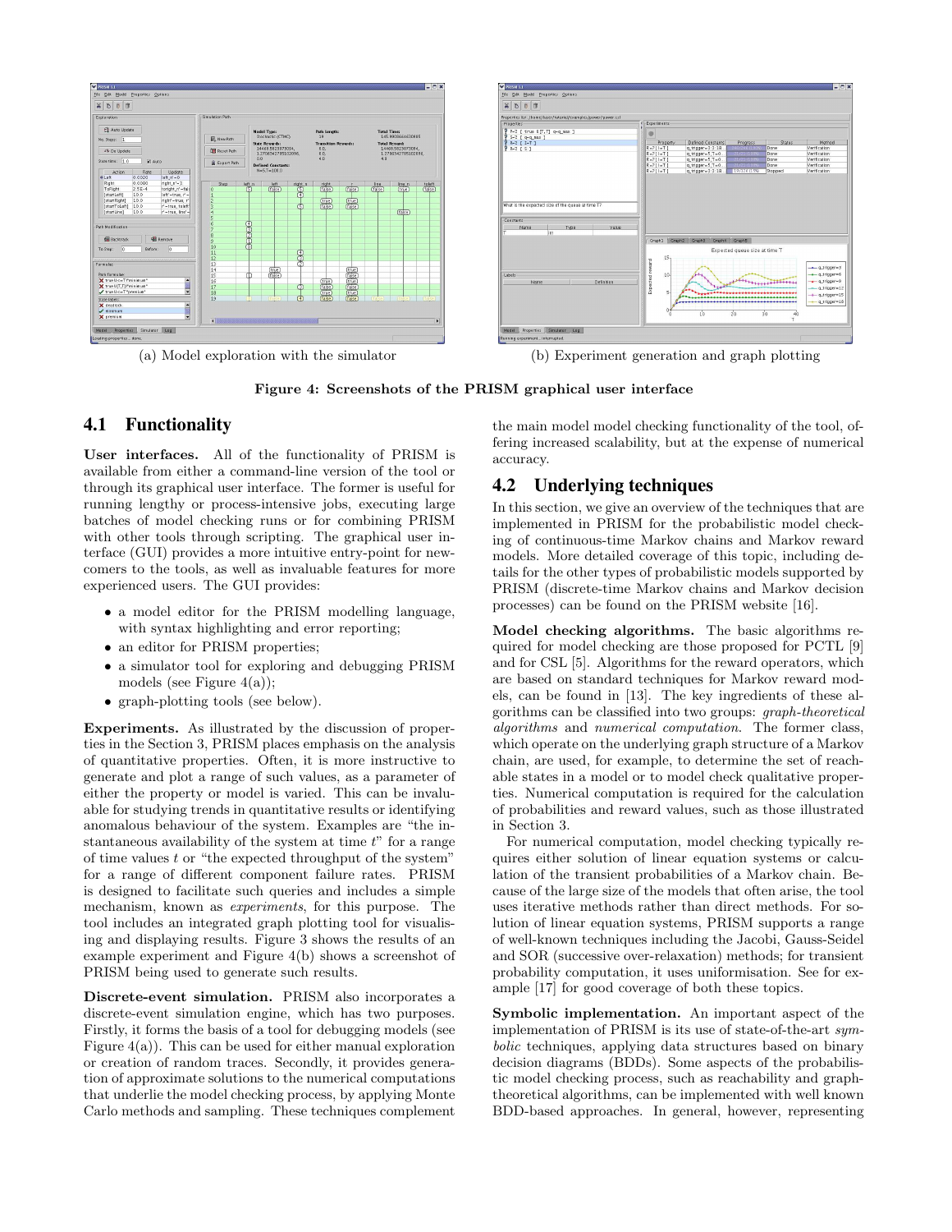(a) Model exploration with the simulator

(b) Experiment generation and graph plotting

**Figure 4: Screenshots of the PRISM graphical user interface**

## 4.1 Functionality

**User interfaces.** All of the functionality of PRISM is available from either a command-line version of the tool or through its graphical user interface. The former is useful for running lengthy or process-intensive jobs, executing large batches of model checking runs or for combining PRISM with other tools through scripting. The graphical user interface (GUI) provides a more intuitive entry-point for newcomers to the tools, as well as invaluable features for more experienced users. The GUI provides:

- a model editor for the PRISM modelling language, with syntax highlighting and error reporting;
- an editor for PRISM properties;
- a simulator tool for exploring and debugging PRISM models (see Figure 4(a));
- graph-plotting tools (see below).

**Experiments.** As illustrated by the discussion of properties in the Section 3, PRISM places emphasis on the analysis of quantitative properties. Often, it is more instructive to generate and plot a range of such values, as a parameter of either the property or model is varied. This can be invaluable for studying trends in quantitative results or identifying anomalous behaviour of the system. Examples are "the instantaneous availability of the system at time $t$" for a range of time values $t$ or "the expected throughput of the system" for a range of different component failure rates. PRISM is designed to facilitate such queries and includes a simple mechanism, known as *experiments*, for this purpose. The tool includes an integrated graph plotting tool for visualising and displaying results. Figure 3 shows the results of an example experiment and Figure 4(b) shows a screenshot of PRISM being used to generate such results.

**Discrete-event simulation.** PRISM also incorporates a discrete-event simulation engine, which has two purposes. Firstly, it forms the basis of a tool for debugging models (see Figure 4(a)). This can be used for either manual exploration or creation of random traces. Secondly, it provides generation of approximate solutions to the numerical computations that underlie the model checking process, by applying Monte Carlo methods and sampling. These techniques complement the main model model checking functionality of the tool, offering increased scalability, but at the expense of numerical accuracy.

## 4.2 Underlying techniques

In this section, we give an overview of the techniques that are implemented in PRISM for the probabilistic model checking of continuous-time Markov chains and Markov reward models. More detailed coverage of this topic, including details for the other types of probabilistic models supported by PRISM (discrete-time Markov chains and Markov decision processes) can be found on the PRISM website [16].

**Model checking algorithms.** The basic algorithms required for model checking are those proposed for PCTL [9] and for CSL [5]. Algorithms for the reward operators, which are based on standard techniques for Markov reward models, can be found in [13]. The key ingredients of these algorithms can be classified into two groups: *graph-theoretical algorithms* and *numerical computation*. The former class, which operate on the underlying graph structure of a Markov chain, are used, for example, to determine the set of reachable states in a model or to model check qualitative properties. Numerical computation is required for the calculation of probabilities and reward values, such as those illustrated in Section 3.

For numerical computation, model checking typically requires either solution of linear equation systems or calculation of the transient probabilities of a Markov chain. Because of the large size of the models that often arise, the tool uses iterative methods rather than direct methods. For solution of linear equation systems, PRISM supports a range of well-known techniques including the Jacobi, Gauss-Seidel and SOR (successive over-relaxation) methods; for transient probability computation, it uses uniformisation. See for example [17] for good coverage of both these topics.

**Symbolic implementation.** An important aspect of the implementation of PRISM is its use of state-of-the-art *symbolic* techniques, applying data structures based on binary decision diagrams (BDDs). Some aspects of the probabilistic model checking process, such as reachability and graph-theoretical algorithms, can be implemented with well known BDD-based approaches. In general, however, representing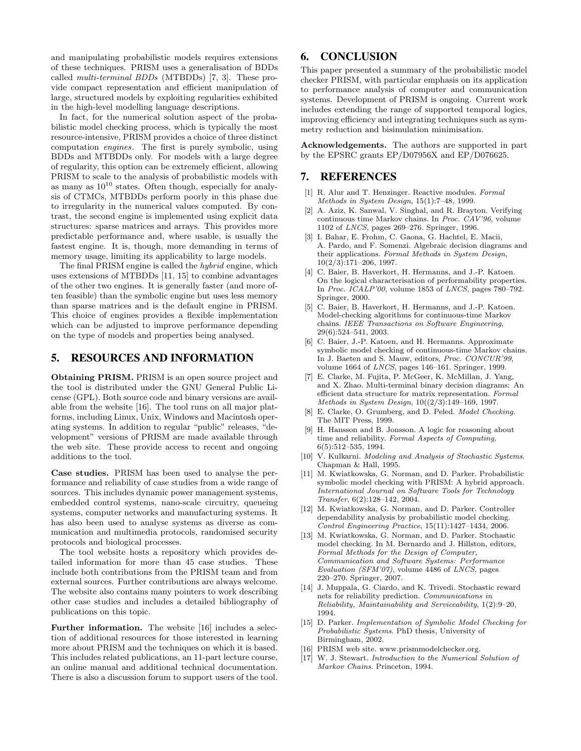and manipulating probabilistic models requires extensions of these techniques. PRISM uses a generalisation of BDDs called *multi-terminal BDDs* (MTBDDs) [7, 3]. These provide compact representation and efficient manipulation of large, structured models by exploiting regularities exhibited in the high-level modelling language descriptions.

In fact, for the numerical solution aspect of the probabilistic model checking process, which is typically the most resource-intensive, PRISM provides a choice of three distinct computation *engines*. The first is purely symbolic, using BDDs and MTBDDs only. For models with a large degree of regularity, this option can be extremely efficient, allowing PRISM to scale to the analysis of probabilistic models with as many as $10^{10}$ states. Often though, especially for analysis of CTMCs, MTBDDs perform poorly in this phase due to irregularity in the numerical values computed. By contrast, the second engine is implemented using explicit data structures: sparse matrices and arrays. This provides more predictable performance and, where usable, is usually the fastest engine. It is, though, more demanding in terms of memory usage, limiting its applicability to large models.

The final PRISM engine is called the *hybrid* engine, which uses extensions of MTBDDs [11, 15] to combine advantages of the other two engines. It is generally faster (and more often feasible) than the symbolic engine but uses less memory than sparse matrices and is the default engine in PRISM. This choice of engines provides a flexible implementation which can be adjusted to improve performance depending on the type of models and properties being analysed.

## 5. RESOURCES AND INFORMATION

**Obtaining PRISM.** PRISM is an open source project and the tool is distributed under the GNU General Public License (GPL). Both source code and binary versions are available from the website [16]. The tool runs on all major platforms, including Linux, Unix, Windows and Macintosh operating systems. In addition to regular "public" releases, "development" versions of PRISM are made available through the web site. These provide access to recent and ongoing additions to the tool.

**Case studies.** PRISM has been used to analyse the performance and reliability of case studies from a wide range of sources. This includes dynamic power management systems, embedded control systems, nano-scale circuitry, queueing systems, computer networks and manufacturing systems. It has also been used to analyse systems as diverse as communication and multimedia protocols, randomised security protocols and biological processes.

The tool website hosts a repository which provides detailed information for more than 45 case studies. These include both contributions from the PRISM team and from external sources. Further contributions are always welcome. The website also contains many pointers to work describing other case studies and includes a detailed bibliography of publications on this topic.

**Further information.** The website [16] includes a selection of additional resources for those interested in learning more about PRISM and the techniques on which it is based. This includes related publications, an 11-part lecture course, an online manual and additional technical documentation. There is also a discussion forum to support users of the tool.

## 6. CONCLUSION

This paper presented a summary of the probabilistic model checker PRISM, with particular emphasis on its application to performance analysis of computer and communication systems. Development of PRISM is ongoing. Current work includes extending the range of supported temporal logics, improving efficiency and integrating techniques such as symmetry reduction and bisimulation minimisation.

**Acknowledgements.** The authors are supported in part by the EPSRC grants EP/D07956X and EP/D076625.

## 7. REFERENCES

[1] R. Alur and T. Henzinger. Reactive modules. *Formal Methods in System Design*, 15(1):7–48, 1999.

[2] A. Aziz, K. Sanwal, V. Singhal, and R. Brayton. Verifying continuous time Markov chains. In *Proc. CAV'96*, volume 1102 of *LNCS*, pages 269–276. Springer, 1996.

[3] I. Bahar, E. Frohm, C. Gaona, G. Hachtel, E. Macii, A. Pardo, and F. Somenzi. Algebraic decision diagrams and their applications. *Formal Methods in System Design*, 10(2/3):171–206, 1997.

[4] C. Baier, B. Haverkort, H. Hermanns, and J.-P. Katoen. On the logical characterisation of performability properties. In *Proc. ICALP'00*, volume 1853 of *LNCS*, pages 780–792. Springer, 2000.

[5] C. Baier, B. Haverkort, H. Hermanns, and J.-P. Katoen. Model-checking algorithms for continuous-time Markov chains. *IEEE Transactions on Software Engineering*, 29(6):524–541, 2003.

[6] C. Baier, J.-P. Katoen, and H. Hermanns. Approximate symbolic model checking of continuous-time Markov chains. In J. Baeten and S. Mauw, editors, *Proc. CONCUR'99*, volume 1664 of *LNCS*, pages 146–161. Springer, 1999.

[7] E. Clarke, M. Fujita, P. McGeer, K. McMillan, J. Yang, and X. Zhao. Multi-terminal binary decision diagrams: An efficient data structure for matrix representation. *Formal Methods in System Design*, 10((2/3):149–169, 1997.

[8] E. Clarke, O. Grumberg, and D. Peled. *Model Checking*. The MIT Press, 1999.

[9] H. Hansson and B. Jonsson. A logic for reasoning about time and reliability. *Formal Aspects of Computing*, 6(5):512–535, 1994.

[10] V. Kulkarni. *Modeling and Analysis of Stochastic Systems*. Chapman & Hall, 1995.

[11] M. Kwiatkowska, G. Norman, and D. Parker. Probabilistic symbolic model checking with PRISM: A hybrid approach. *International Journal on Software Tools for Technology Transfer*, 6(2):128–142, 2004.

[12] M. Kwiatkowska, G. Norman, and D. Parker. Controller dependability analysis by probabilistic model checking. *Control Engineering Practice*, 15(11):1427–1434, 2006.

[13] M. Kwiatkowska, G. Norman, and D. Parker. Stochastic model checking. In M. Bernardo and J. Hillston, editors, *Formal Methods for the Design of Computer, Communication and Software Systems: Performance Evaluation (SFM'07)*, volume 4486 of *LNCS*, pages 220–270. Springer, 2007.

[14] J. Muppala, G. Ciardo, and K. Trivedi. Stochastic reward nets for reliability prediction. *Communications in Reliability, Maintainability and Serviceability*, 1(2):9–20, 1994.

[15] D. Parker. *Implementation of Symbolic Model Checking for Probabilistic Systems*. PhD thesis, University of Birmingham, 2002.

[16] PRISM web site. www.prismmodelchecker.org.

[17] W. J. Stewart. *Introduction to the Numerical Solution of Markov Chains*. Princeton, 1994.